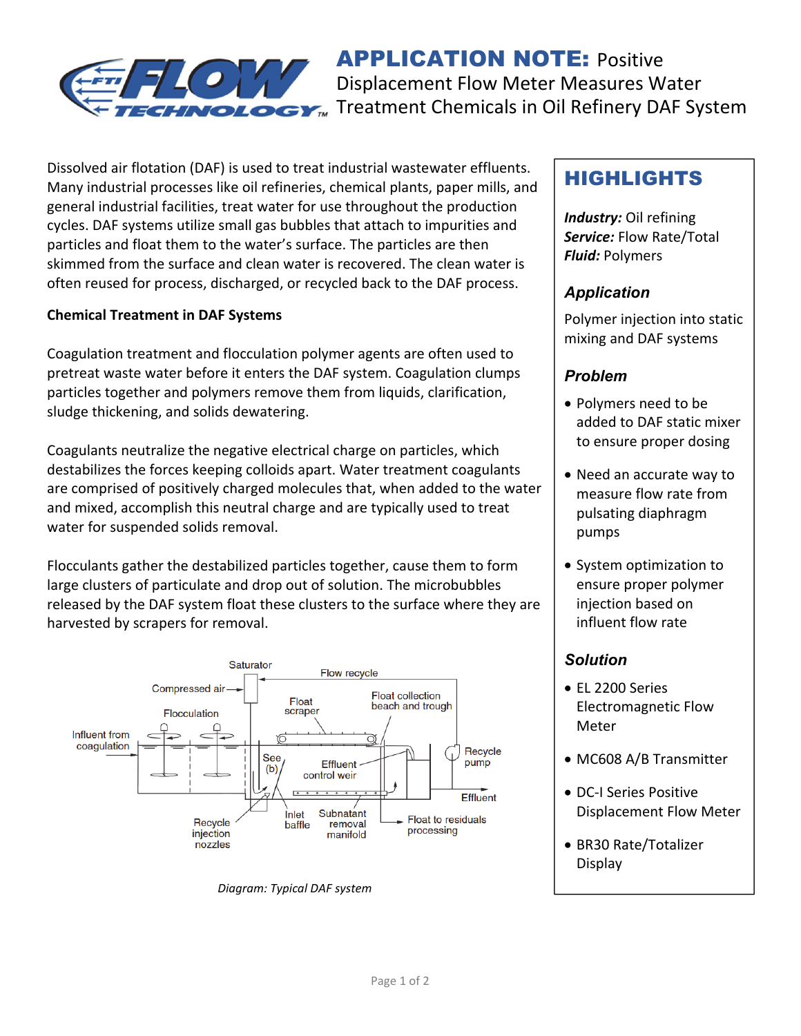# APPLICATION NOTE: Positive Displacement Flow Meter Measures Water Treatment Chemicals in Oil Refinery DAF System

Dissolved air flotation (DAF) is used to treat industrial wastewater effluents. Many industrial processes like oil refineries, chemical plants, paper mills, and general industrial facilities, treat water for use throughout the production cycles. DAF systems utilize small gas bubbles that attach to impurities and particles and float them to the water's surface. The particles are then skimmed from the surface and clean water is recovered. The clean water is often reused for process, discharged, or recycled back to the DAF process.

**Chemical Treatment in DAF Systems**

Coagulation treatment and flocculation polymer agents are often used to pretreat waste water before it enters the DAF system. Coagulation clumps particles together and polymers remove them from liquids, clarification, sludge thickening, and solids dewatering.

Coagulants neutralize the negative electrical charge on particles, which destabilizes the forces keeping colloids apart. Water treatment coagulants are comprised of positively charged molecules that, when added to the water and mixed, accomplish this neutral charge and are typically used to treat water for suspended solids removal.

Flocculants gather the destabilized particles together, cause them to form large clusters of particulate and drop out of solution. The microbubbles released by the DAF system float these clusters to the surface where they are harvested by scrapers for removal.

*Diagram: Typical DAF system*

## HIGHLIGHTS

***Industry:*** Oil refining
***Service:*** Flow Rate/Total
***Fluid:*** Polymers

### *Application*

Polymer injection into static mixing and DAF systems

### *Problem*

- Polymers need to be added to DAF static mixer to ensure proper dosing
- Need an accurate way to measure flow rate from pulsating diaphragm pumps
- System optimization to ensure proper polymer injection based on influent flow rate

### *Solution*

- EL 2200 Series Electromagnetic Flow Meter
- MC608 A/B Transmitter
- DC-I Series Positive Displacement Flow Meter
- BR30 Rate/Totalizer Display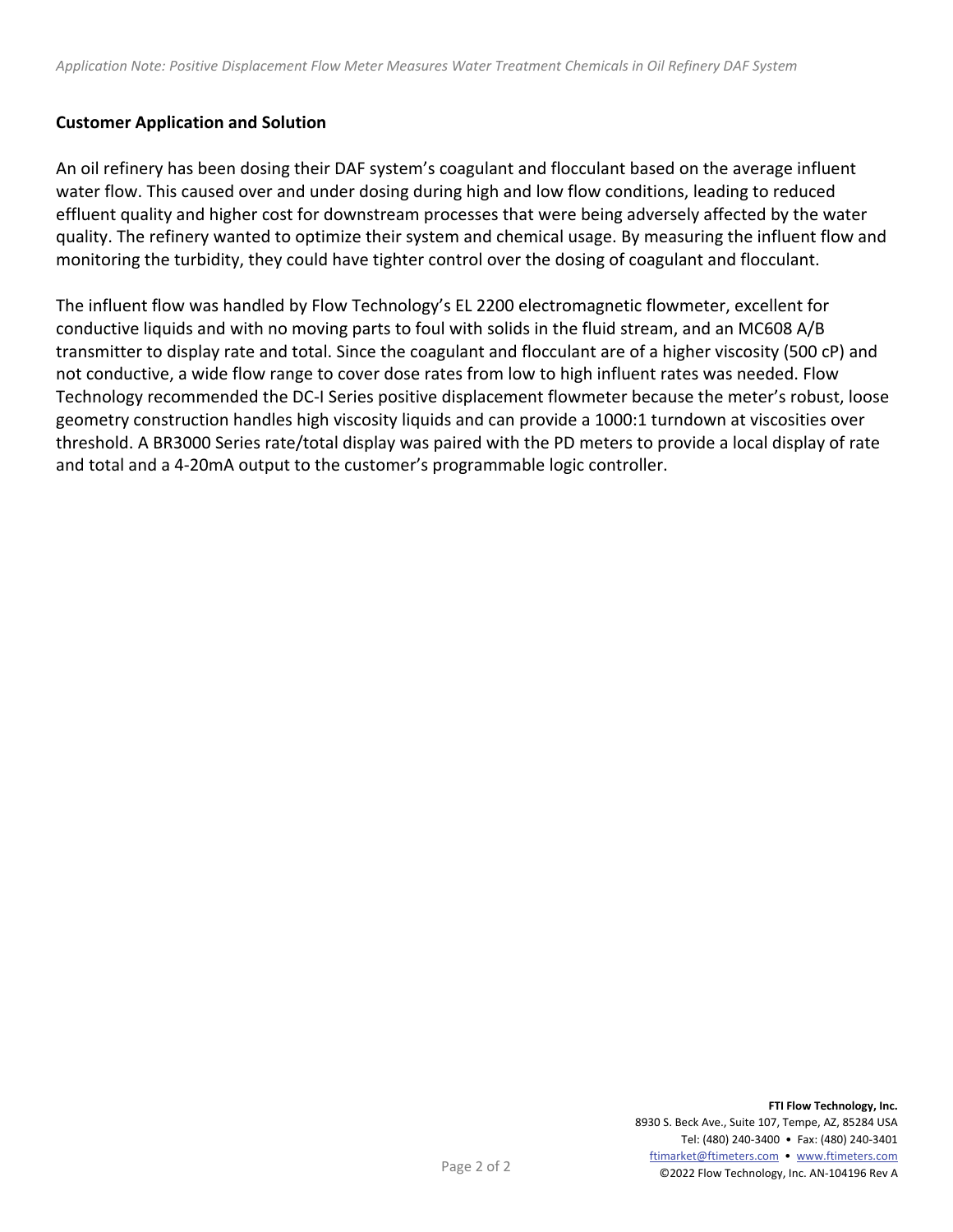**Customer Application and Solution**

An oil refinery has been dosing their DAF system's coagulant and flocculant based on the average influent water flow. This caused over and under dosing during high and low flow conditions, leading to reduced effluent quality and higher cost for downstream processes that were being adversely affected by the water quality. The refinery wanted to optimize their system and chemical usage. By measuring the influent flow and monitoring the turbidity, they could have tighter control over the dosing of coagulant and flocculant.

The influent flow was handled by Flow Technology's EL 2200 electromagnetic flowmeter, excellent for conductive liquids and with no moving parts to foul with solids in the fluid stream, and an MC608 A/B transmitter to display rate and total. Since the coagulant and flocculant are of a higher viscosity (500 cP) and not conductive, a wide flow range to cover dose rates from low to high influent rates was needed. Flow Technology recommended the DC-I Series positive displacement flowmeter because the meter's robust, loose geometry construction handles high viscosity liquids and can provide a 1000:1 turndown at viscosities over threshold. A BR3000 Series rate/total display was paired with the PD meters to provide a local display of rate and total and a 4-20mA output to the customer's programmable logic controller.

**FTI Flow Technology, Inc.**
8930 S. Beck Ave., Suite 107, Tempe, AZ, 85284 USA
Tel: (480) 240-3400 • Fax: (480) 240-3401
ftimarket@ftimeters.com • www.ftimeters.com
©2022 Flow Technology, Inc. AN-104196 Rev A